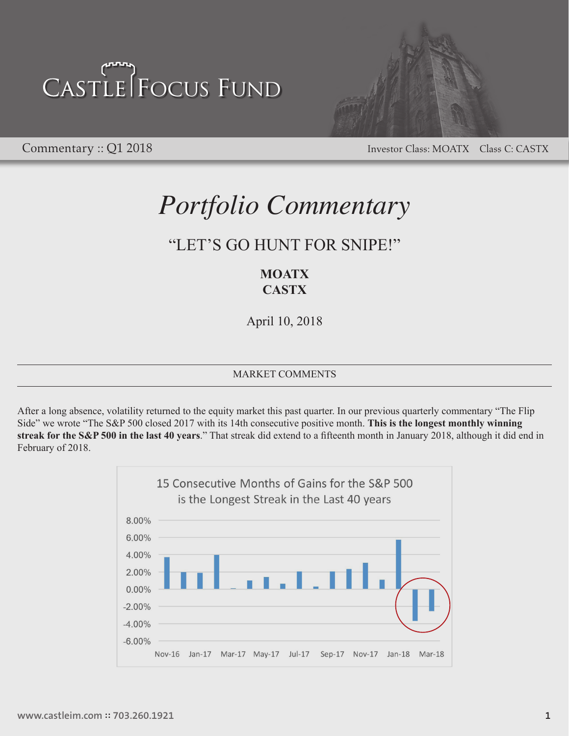# Castle Focus Fund

Commentary :: Q1 2018

Investor Class: MOATX    Class C: CASTX

# *Portfolio Commentary*

## "LET'S GO HUNT FOR SNIPE!"

**MOATX**
**CASTX**

April 10, 2018

### MARKET COMMENTS

After a long absence, volatility returned to the equity market this past quarter. In our previous quarterly commentary "The Flip Side" we wrote "The S&P 500 closed 2017 with its 14th consecutive positive month. **This is the longest monthly winning streak for the S&P 500 in the last 40 years**." That streak did extend to a fifteenth month in January 2018, although it did end in February of 2018.

15 Consecutive Months of Gains for the S&P 500 is the Longest Streak in the Last 40 years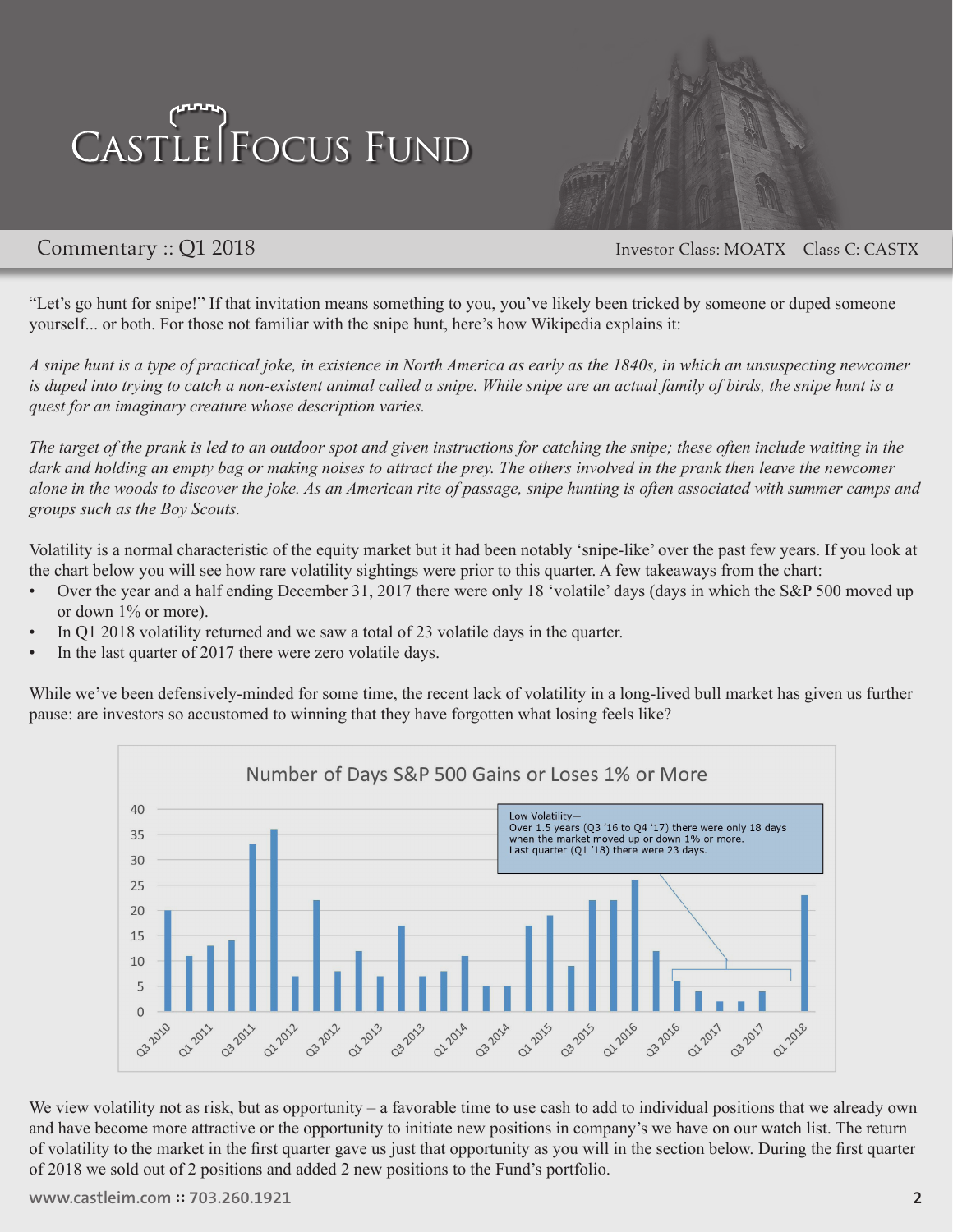# Castle Focus Fund

Commentary :: Q1 2018 — Investor Class: MOATX Class C: CASTX

"Let's go hunt for snipe!" If that invitation means something to you, you've likely been tricked by someone or duped someone yourself... or both. For those not familiar with the snipe hunt, here's how Wikipedia explains it:

*A snipe hunt is a type of practical joke, in existence in North America as early as the 1840s, in which an unsuspecting newcomer is duped into trying to catch a non-existent animal called a snipe. While snipe are an actual family of birds, the snipe hunt is a quest for an imaginary creature whose description varies.*

*The target of the prank is led to an outdoor spot and given instructions for catching the snipe; these often include waiting in the dark and holding an empty bag or making noises to attract the prey. The others involved in the prank then leave the newcomer alone in the woods to discover the joke. As an American rite of passage, snipe hunting is often associated with summer camps and groups such as the Boy Scouts.*

Volatility is a normal characteristic of the equity market but it had been notably 'snipe-like' over the past few years. If you look at the chart below you will see how rare volatility sightings were prior to this quarter. A few takeaways from the chart:

- Over the year and a half ending December 31, 2017 there were only 18 'volatile' days (days in which the S&P 500 moved up or down 1% or more).
- In Q1 2018 volatility returned and we saw a total of 23 volatile days in the quarter.
- In the last quarter of 2017 there were zero volatile days.

While we've been defensively-minded for some time, the recent lack of volatility in a long-lived bull market has given us further pause: are investors so accustomed to winning that they have forgotten what losing feels like?

**Number of Days S&P 500 Gains or Loses 1% or More**

Low Volatility—
Over 1.5 years (Q3 '16 to Q4 '17) there were only 18 days when the market moved up or down 1% or more.
Last quarter (Q1 '18) there were 23 days.

We view volatility not as risk, but as opportunity – a favorable time to use cash to add to individual positions that we already own and have become more attractive or the opportunity to initiate new positions in company's we have on our watch list. The return of volatility to the market in the first quarter gave us just that opportunity as you will in the section below. During the first quarter of 2018 we sold out of 2 positions and added 2 new positions to the Fund's portfolio.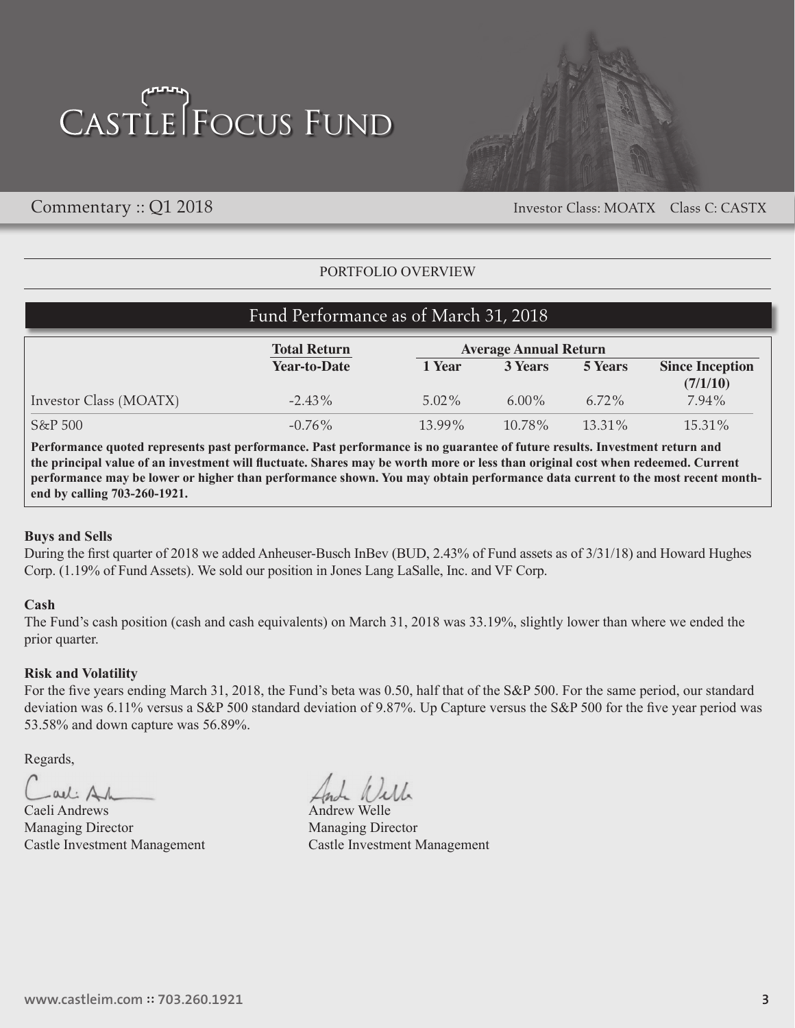# Castle Focus Fund

Commentary :: Q1 2018

Investor Class: MOATX Class C: CASTX

PORTFOLIO OVERVIEW

## Fund Performance as of March 31, 2018

| | Total Return | Average Annual Return | | | |
|---|---|---|---|---|---|
| | Year-to-Date | 1 Year | 3 Years | 5 Years | Since Inception (7/1/10) |
| Investor Class (MOATX) | -2.43% | 5.02% | 6.00% | 6.72% | 7.94% |
| S&P 500 | -0.76% | 13.99% | 10.78% | 13.31% | 15.31% |

**Performance quoted represents past performance. Past performance is no guarantee of future results. Investment return and the principal value of an investment will fluctuate. Shares may be worth more or less than original cost when redeemed. Current performance may be lower or higher than performance shown. You may obtain performance data current to the most recent month-end by calling 703-260-1921.**

### Buys and Sells

During the first quarter of 2018 we added Anheuser-Busch InBev (BUD, 2.43% of Fund assets as of 3/31/18) and Howard Hughes Corp. (1.19% of Fund Assets). We sold our position in Jones Lang LaSalle, Inc. and VF Corp.

### Cash

The Fund's cash position (cash and cash equivalents) on March 31, 2018 was 33.19%, slightly lower than where we ended the prior quarter.

### Risk and Volatility

For the five years ending March 31, 2018, the Fund's beta was 0.50, half that of the S&P 500. For the same period, our standard deviation was 6.11% versus a S&P 500 standard deviation of 9.87%. Up Capture versus the S&P 500 for the five year period was 53.58% and down capture was 56.89%.

Regards,

Caeli Andrews
Managing Director
Castle Investment Management

Andrew Welle
Managing Director
Castle Investment Management

www.castleim.com :: 703.260.1921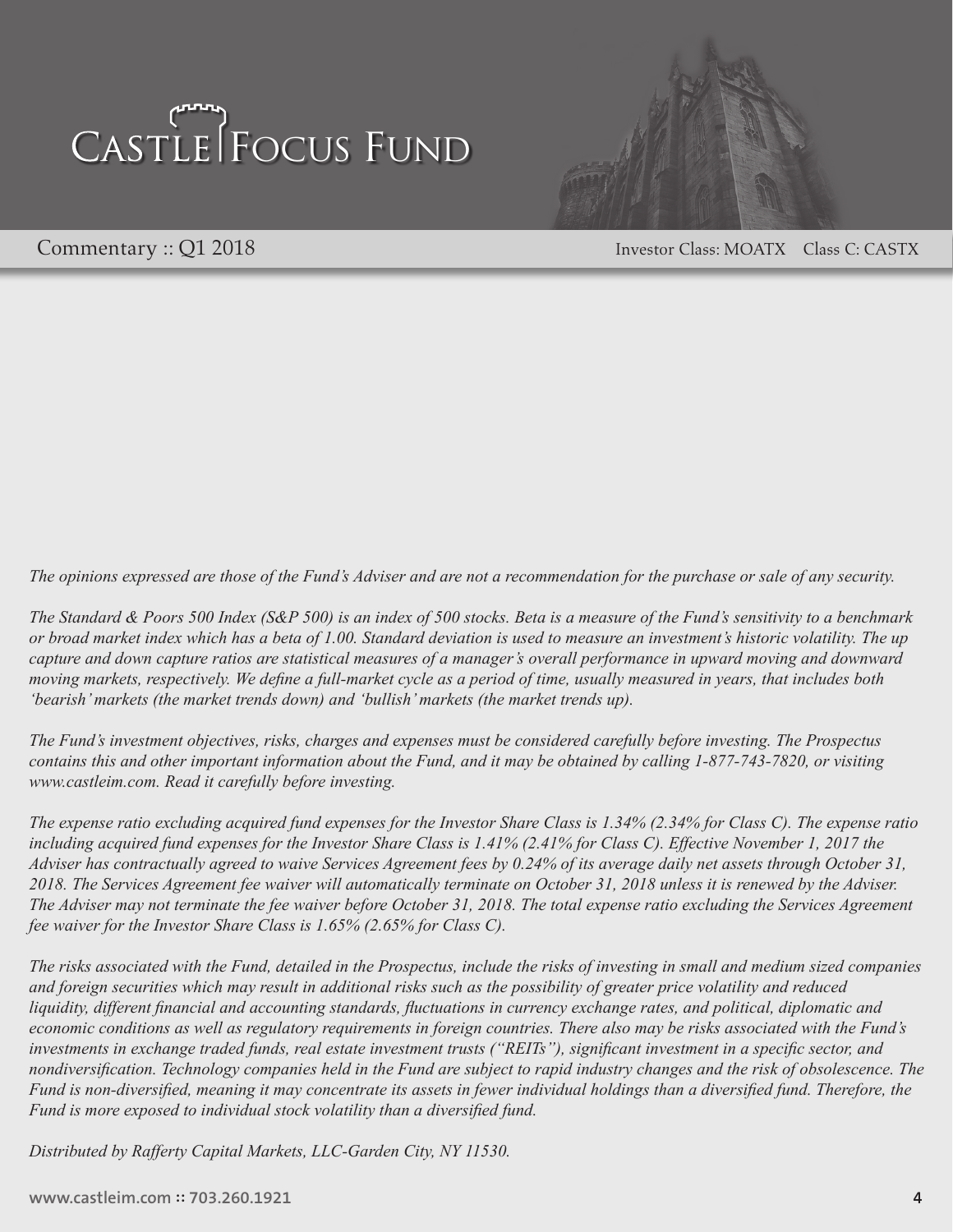*The opinions expressed are those of the Fund's Adviser and are not a recommendation for the purchase or sale of any security.*

*The Standard & Poors 500 Index (S&P 500) is an index of 500 stocks. Beta is a measure of the Fund's sensitivity to a benchmark or broad market index which has a beta of 1.00. Standard deviation is used to measure an investment's historic volatility. The up capture and down capture ratios are statistical measures of a manager's overall performance in upward moving and downward moving markets, respectively. We define a full-market cycle as a period of time, usually measured in years, that includes both 'bearish' markets (the market trends down) and 'bullish' markets (the market trends up).*

*The Fund's investment objectives, risks, charges and expenses must be considered carefully before investing. The Prospectus contains this and other important information about the Fund, and it may be obtained by calling 1-877-743-7820, or visiting www.castleim.com. Read it carefully before investing.*

*The expense ratio excluding acquired fund expenses for the Investor Share Class is 1.34% (2.34% for Class C). The expense ratio including acquired fund expenses for the Investor Share Class is 1.41% (2.41% for Class C). Effective November 1, 2017 the Adviser has contractually agreed to waive Services Agreement fees by 0.24% of its average daily net assets through October 31, 2018. The Services Agreement fee waiver will automatically terminate on October 31, 2018 unless it is renewed by the Adviser. The Adviser may not terminate the fee waiver before October 31, 2018. The total expense ratio excluding the Services Agreement fee waiver for the Investor Share Class is 1.65% (2.65% for Class C).*

*The risks associated with the Fund, detailed in the Prospectus, include the risks of investing in small and medium sized companies and foreign securities which may result in additional risks such as the possibility of greater price volatility and reduced liquidity, different financial and accounting standards, fluctuations in currency exchange rates, and political, diplomatic and economic conditions as well as regulatory requirements in foreign countries. There also may be risks associated with the Fund's investments in exchange traded funds, real estate investment trusts ("REITs"), significant investment in a specific sector, and nondiversification. Technology companies held in the Fund are subject to rapid industry changes and the risk of obsolescence. The Fund is non-diversified, meaning it may concentrate its assets in fewer individual holdings than a diversified fund. Therefore, the Fund is more exposed to individual stock volatility than a diversified fund.*

*Distributed by Rafferty Capital Markets, LLC-Garden City, NY 11530.*